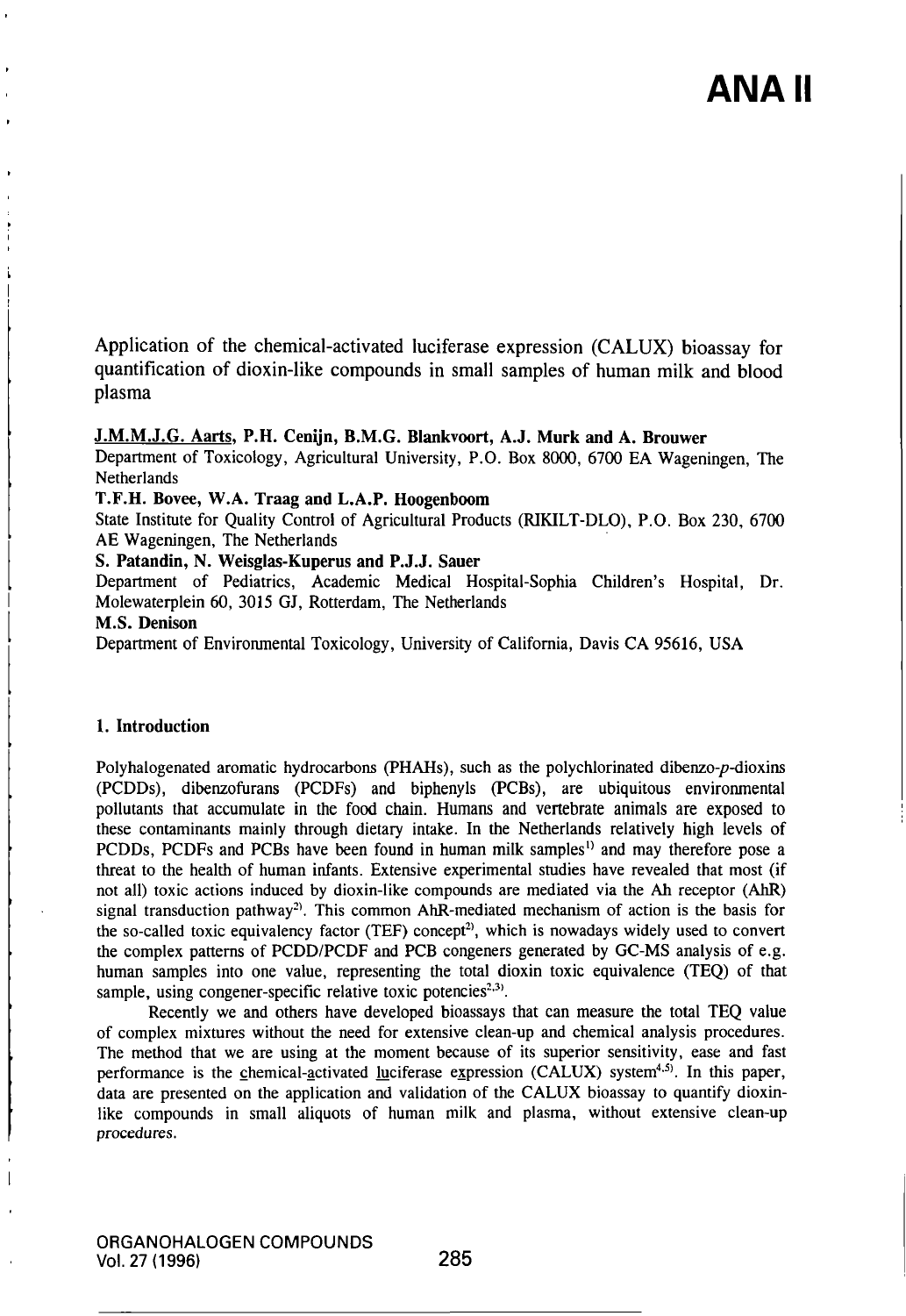# ANA II

## Application of the chemical-activated luciferase expression (CALUX) bioassay for quantification of dioxin-like compounds in small samples of human milk and blood plasma

**J.M.M.J.G. Aarts, P.H. Cenijn, B.M.G. Blankvoort, A.J. Murk and A. Brouwer**
Department of Toxicology, Agricultural University, P.O. Box 8000, 6700 EA Wageningen, The Netherlands

**T.F.H. Bovee, W.A. Traag and L.A.P. Hoogenboom**
State Institute for Quality Control of Agricultural Products (RIKILT-DLO), P.O. Box 230, 6700 AE Wageningen, The Netherlands

**S. Patandin, N. Weisglas-Kuperus and P.J.J. Sauer**
Department of Pediatrics, Academic Medical Hospital-Sophia Children's Hospital, Dr. Molewaterplein 60, 3015 GJ, Rotterdam, The Netherlands

**M.S. Denison**
Department of Environmental Toxicology, University of California, Davis CA 95616, USA

### 1. Introduction

Polyhalogenated aromatic hydrocarbons (PHAHs), such as the polychlorinated dibenzo-*p*-dioxins (PCDDs), dibenzofurans (PCDFs) and biphenyls (PCBs), are ubiquitous environmental pollutants that accumulate in the food chain. Humans and vertebrate animals are exposed to these contaminants mainly through dietary intake. In the Netherlands relatively high levels of PCDDs, PCDFs and PCBs have been found in human milk samples[1] and may therefore pose a threat to the health of human infants. Extensive experimental studies have revealed that most (if not all) toxic actions induced by dioxin-like compounds are mediated via the Ah receptor (AhR) signal transduction pathway[2]. This common AhR-mediated mechanism of action is the basis for the so-called toxic equivalency factor (TEF) concept[2], which is nowadays widely used to convert the complex patterns of PCDD/PCDF and PCB congeners generated by GC-MS analysis of e.g. human samples into one value, representing the total dioxin toxic equivalence (TEQ) of that sample, using congener-specific relative toxic potencies[2,3].

Recently we and others have developed bioassays that can measure the total TEQ value of complex mixtures without the need for extensive clean-up and chemical analysis procedures. The method that we are using at the moment because of its superior sensitivity, ease and fast performance is the chemical-activated luciferase expression (CALUX) system[4,5]. In this paper, data are presented on the application and validation of the CALUX bioassay to quantify dioxin-like compounds in small aliquots of human milk and plasma, without extensive clean-up procedures.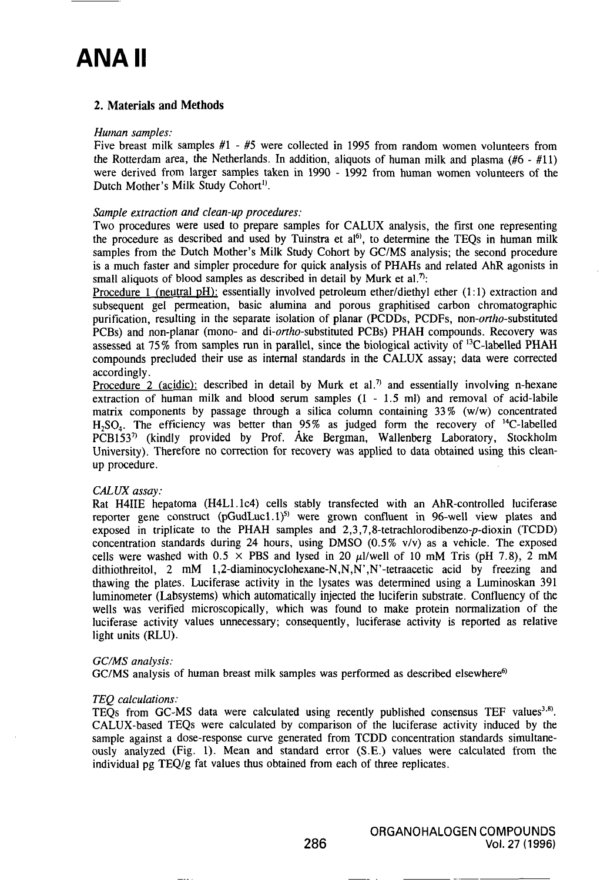## 2. Materials and Methods

*Human samples:*

Five breast milk samples #1 - #5 were collected in 1995 from random women volunteers from the Rotterdam area, the Netherlands. In addition, aliquots of human milk and plasma (#6 - #11) were derived from larger samples taken in 1990 - 1992 from human women volunteers of the Dutch Mother's Milk Study Cohort[1].

*Sample extraction and clean-up procedures:*

Two procedures were used to prepare samples for CALUX analysis, the first one representing the procedure as described and used by Tuinstra et al[6], to determine the TEQs in human milk samples from the Dutch Mother's Milk Study Cohort by GC/MS analysis; the second procedure is a much faster and simpler procedure for quick analysis of PHAHs and related AhR agonists in small aliquots of blood samples as described in detail by Murk et al.[7]:

Procedure 1 (neutral pH): essentially involved petroleum ether/diethyl ether (1:1) extraction and subsequent gel permeation, basic alumina and porous graphitised carbon chromatographic purification, resulting in the separate isolation of planar (PCDDs, PCDFs, *non-ortho*-substituted PCBs) and non-planar (mono- and *di-ortho*-substituted PCBs) PHAH compounds. Recovery was assessed at 75% from samples run in parallel, since the biological activity of $^{13}C$-labelled PHAH compounds precluded their use as internal standards in the CALUX assay; data were corrected accordingly.

Procedure 2 (acidic): described in detail by Murk et al.[7] and essentially involving n-hexane extraction of human milk and blood serum samples (1 - 1.5 ml) and removal of acid-labile matrix components by passage through a silica column containing 33% (w/w) concentrated $H_2SO_4$. The efficiency was better than 95% as judged form the recovery of $^{14}C$-labelled PCB153[7] (kindly provided by Prof. Åke Bergman, Wallenberg Laboratory, Stockholm University). Therefore no correction for recovery was applied to data obtained using this clean-up procedure.

*CALUX assay:*

Rat H4IIE hepatoma (H4L1.1c4) cells stably transfected with an AhR-controlled luciferase reporter gene construct (pGudLuc1.1)[5] were grown confluent in 96-well view plates and exposed in triplicate to the PHAH samples and 2,3,7,8-tetrachlorodibenzo-*p*-dioxin (TCDD) concentration standards during 24 hours, using DMSO (0.5% v/v) as a vehicle. The exposed cells were washed with 0.5 × PBS and lysed in 20 μl/well of 10 mM Tris (pH 7.8), 2 mM dithiothreitol, 2 mM 1,2-diaminocyclohexane-N,N,N',N'-tetraacetic acid by freezing and thawing the plates. Luciferase activity in the lysates was determined using a Luminoskan 391 luminometer (Labsystems) which automatically injected the luciferin substrate. Confluency of the wells was verified microscopically, which was found to make protein normalization of the luciferase activity values unnecessary; consequently, luciferase activity is reported as relative light units (RLU).

*GC/MS analysis:*

GC/MS analysis of human breast milk samples was performed as described elsewhere[6]

*TEQ calculations:*

TEQs from GC-MS data were calculated using recently published consensus TEF values[3,8]. CALUX-based TEQs were calculated by comparison of the luciferase activity induced by the sample against a dose-response curve generated from TCDD concentration standards simultaneously analyzed (Fig. 1). Mean and standard error (S.E.) values were calculated from the individual pg TEQ/g fat values thus obtained from each of three replicates.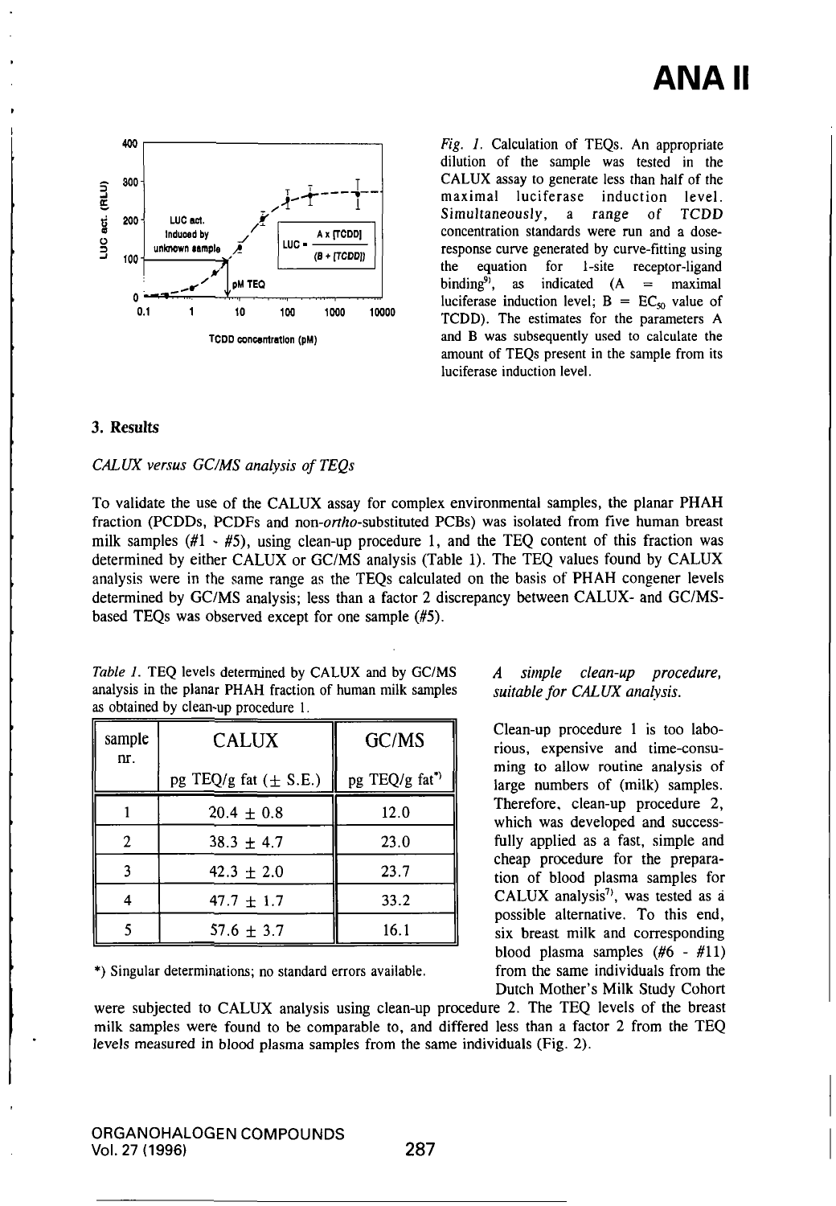Fig. 1. Calculation of TEQs. An appropriate dilution of the sample was tested in the CALUX assay to generate less than half of the maximal luciferase induction level. Simultaneously, a range of TCDD concentration standards were run and a dose-response curve generated by curve-fitting using the equation for 1-site receptor-ligand binding[9], as indicated (A = maximal luciferase induction level; B = $EC_{50}$ value of TCDD). The estimates for the parameters A and B was subsequently used to calculate the amount of TEQs present in the sample from its luciferase induction level.

## 3. Results

*CALUX versus GC/MS analysis of TEQs*

To validate the use of the CALUX assay for complex environmental samples, the planar PHAH fraction (PCDDs, PCDFs and non-*ortho*-substituted PCBs) was isolated from five human breast milk samples (#1 - #5), using clean-up procedure 1, and the TEQ content of this fraction was determined by either CALUX or GC/MS analysis (Table 1). The TEQ values found by CALUX analysis were in the same range as the TEQs calculated on the basis of PHAH congener levels determined by GC/MS analysis; less than a factor 2 discrepancy between CALUX- and GC/MS-based TEQs was observed except for one sample (#5).

*Table 1.* TEQ levels determined by CALUX and by GC/MS analysis in the planar PHAH fraction of human milk samples as obtained by clean-up procedure 1.

| sample nr. | CALUX<br>pg TEQ/g fat (± S.E.) | GC/MS<br>pg TEQ/g fat*) |
|---|---|---|
| 1 | 20.4 ± 0.8 | 12.0 |
| 2 | 38.3 ± 4.7 | 23.0 |
| 3 | 42.3 ± 2.0 | 23.7 |
| 4 | 47.7 ± 1.7 | 33.2 |
| 5 | 57.6 ± 3.7 | 16.1 |

*) Singular determinations; no standard errors available.

*A simple clean-up procedure, suitable for CALUX analysis.*

Clean-up procedure 1 is too laborious, expensive and time-consuming to allow routine analysis of large numbers of (milk) samples. Therefore, clean-up procedure 2, which was developed and successfully applied as a fast, simple and cheap procedure for the preparation of blood plasma samples for CALUX analysis[7], was tested as a possible alternative. To this end, six breast milk and corresponding blood plasma samples (#6 - #11) from the same individuals from the Dutch Mother's Milk Study Cohort were subjected to CALUX analysis using clean-up procedure 2. The TEQ levels of the breast milk samples were found to be comparable to, and differed less than a factor 2 from the TEQ levels measured in blood plasma samples from the same individuals (Fig. 2).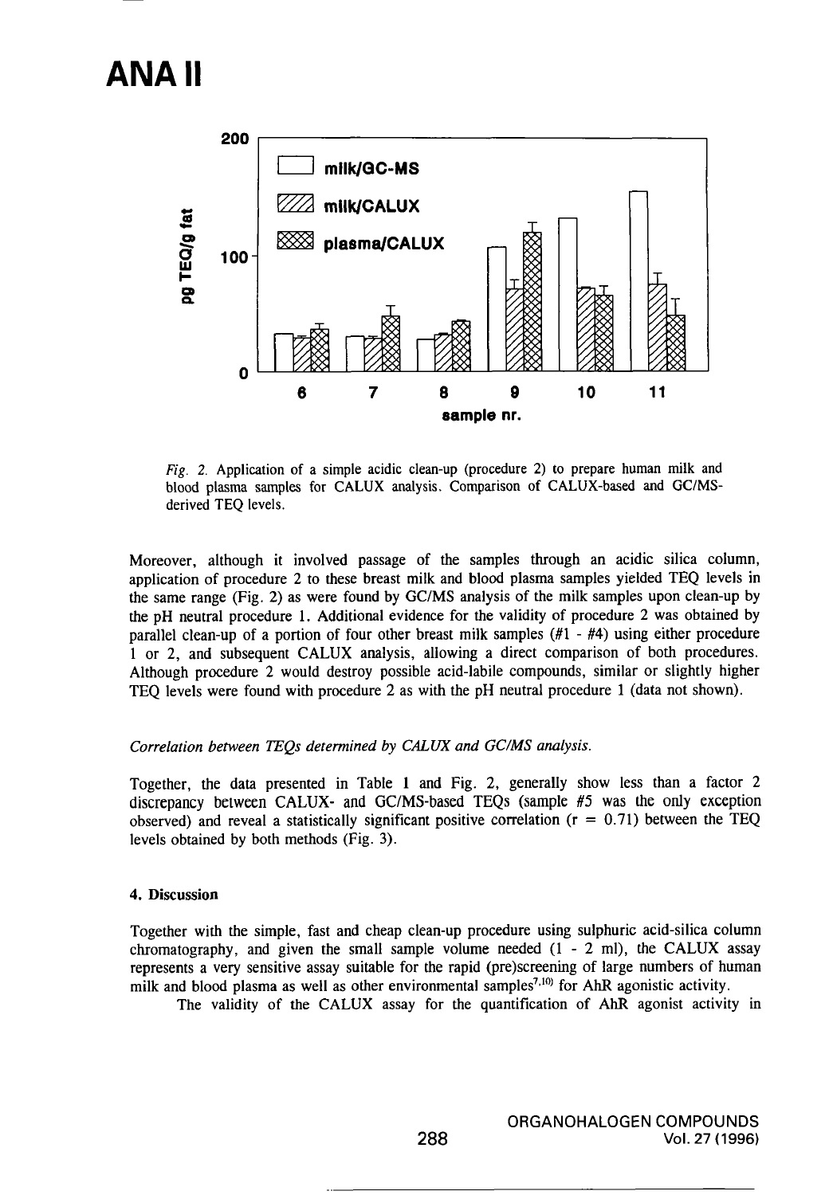Fig. 2. Application of a simple acidic clean-up (procedure 2) to prepare human milk and blood plasma samples for CALUX analysis. Comparison of CALUX-based and GC/MS-derived TEQ levels.

Moreover, although it involved passage of the samples through an acidic silica column, application of procedure 2 to these breast milk and blood plasma samples yielded TEQ levels in the same range (Fig. 2) as were found by GC/MS analysis of the milk samples upon clean-up by the pH neutral procedure 1. Additional evidence for the validity of procedure 2 was obtained by parallel clean-up of a portion of four other breast milk samples (#1 - #4) using either procedure 1 or 2, and subsequent CALUX analysis, allowing a direct comparison of both procedures. Although procedure 2 would destroy possible acid-labile compounds, similar or slightly higher TEQ levels were found with procedure 2 as with the pH neutral procedure 1 (data not shown).

*Correlation between TEQs determined by CALUX and GC/MS analysis.*

Together, the data presented in Table 1 and Fig. 2, generally show less than a factor 2 discrepancy between CALUX- and GC/MS-based TEQs (sample #5 was the only exception observed) and reveal a statistically significant positive correlation ($r = 0.71$) between the TEQ levels obtained by both methods (Fig. 3).

## 4. Discussion

Together with the simple, fast and cheap clean-up procedure using sulphuric acid-silica column chromatography, and given the small sample volume needed (1 - 2 ml), the CALUX assay represents a very sensitive assay suitable for the rapid (pre)screening of large numbers of human milk and blood plasma as well as other environmental samples[7,10] for AhR agonistic activity.

The validity of the CALUX assay for the quantification of AhR agonist activity in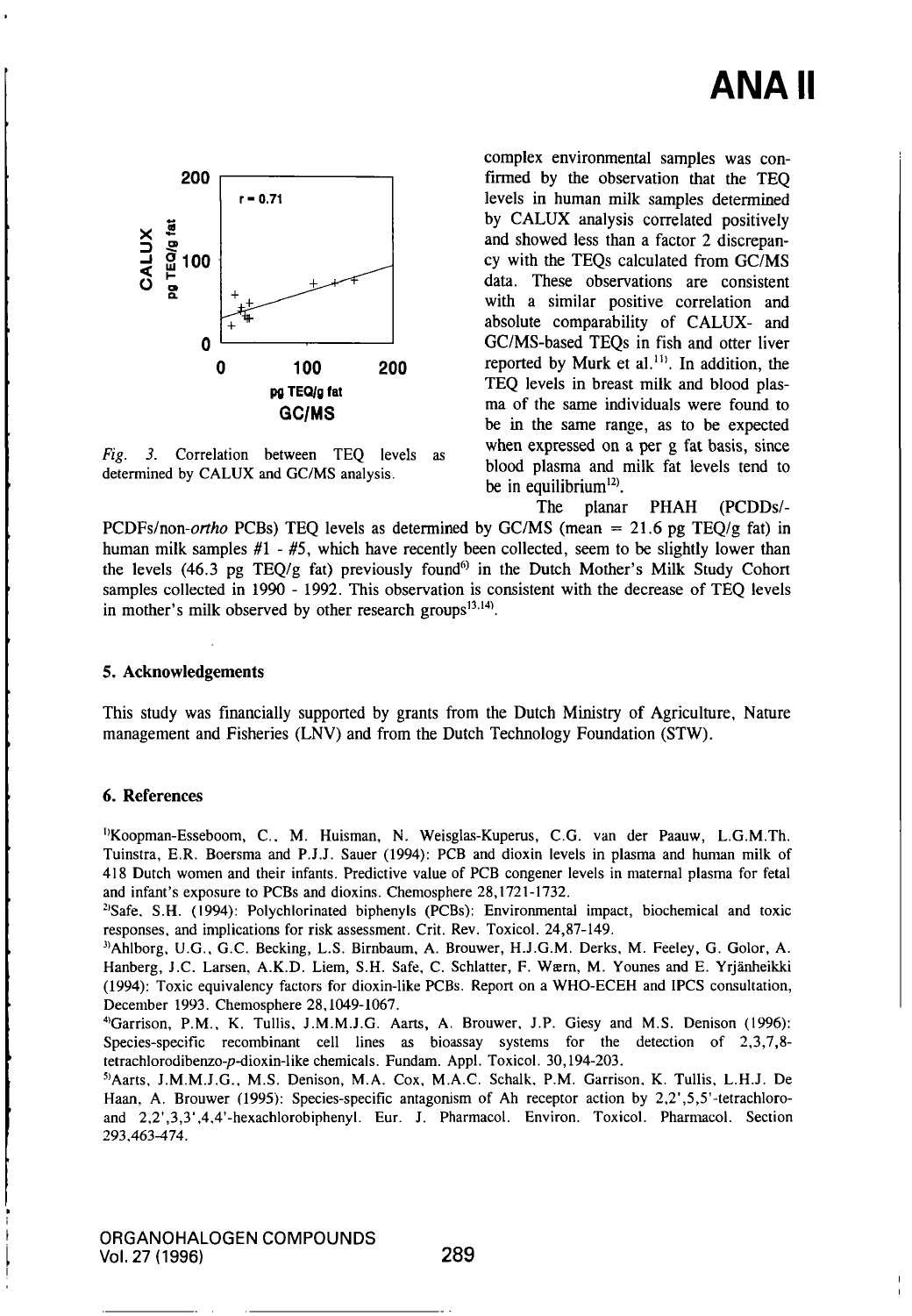complex environmental samples was confirmed by the observation that the TEQ levels in human milk samples determined by CALUX analysis correlated positively and showed less than a factor 2 discrepancy with the TEQs calculated from GC/MS data. These observations are consistent with a similar positive correlation and absolute comparability of CALUX- and GC/MS-based TEQs in fish and otter liver reported by Murk et al.[11]. In addition, the TEQ levels in breast milk and blood plasma of the same individuals were found to be in the same range, as to be expected when expressed on a per g fat basis, since blood plasma and milk fat levels tend to be in equilibrium[12].

*Fig. 3.* Correlation between TEQ levels as determined by CALUX and GC/MS analysis.

The planar PHAH (PCDDs/-PCDFs/non-*ortho* PCBs) TEQ levels as determined by GC/MS (mean = 21.6 pg TEQ/g fat) in human milk samples #1 - #5, which have recently been collected, seem to be slightly lower than the levels (46.3 pg TEQ/g fat) previously found[6] in the Dutch Mother's Milk Study Cohort samples collected in 1990 - 1992. This observation is consistent with the decrease of TEQ levels in mother's milk observed by other research groups[13,14].

## 5. Acknowledgements

This study was financially supported by grants from the Dutch Ministry of Agriculture, Nature management and Fisheries (LNV) and from the Dutch Technology Foundation (STW).

## 6. References

[1]Koopman-Esseboom, C., M. Huisman, N. Weisglas-Kuperus, C.G. van der Paauw, L.G.M.Th. Tuinstra, E.R. Boersma and P.J.J. Sauer (1994): PCB and dioxin levels in plasma and human milk of 418 Dutch women and their infants. Predictive value of PCB congener levels in maternal plasma for fetal and infant's exposure to PCBs and dioxins. Chemosphere 28,1721-1732.

[2]Safe, S.H. (1994): Polychlorinated biphenyls (PCBs): Environmental impact, biochemical and toxic responses, and implications for risk assessment. Crit. Rev. Toxicol. 24,87-149.

[3]Ahlborg, U.G., G.C. Becking, L.S. Birnbaum, A. Brouwer, H.J.G.M. Derks, M. Feeley, G. Golor, A. Hanberg, J.C. Larsen, A.K.D. Liem, S.H. Safe, C. Schlatter, F. Wærn, M. Younes and E. Yrjänheikki (1994): Toxic equivalency factors for dioxin-like PCBs. Report on a WHO-ECEH and IPCS consultation, December 1993. Chemosphere 28,1049-1067.

[4]Garrison, P.M., K. Tullis, J.M.M.J.G. Aarts, A. Brouwer, J.P. Giesy and M.S. Denison (1996): Species-specific recombinant cell lines as bioassay systems for the detection of 2,3,7,8-tetrachlorodibenzo-*p*-dioxin-like chemicals. Fundam. Appl. Toxicol. 30,194-203.

[5]Aarts, J.M.M.J.G., M.S. Denison, M.A. Cox, M.A.C. Schalk, P.M. Garrison, K. Tullis, L.H.J. De Haan, A. Brouwer (1995): Species-specific antagonism of Ah receptor action by 2,2',5,5'-tetrachloro- and 2,2',3,3',4,4'-hexachlorobiphenyl. Eur. J. Pharmacol. Environ. Toxicol. Pharmacol. Section 293,463-474.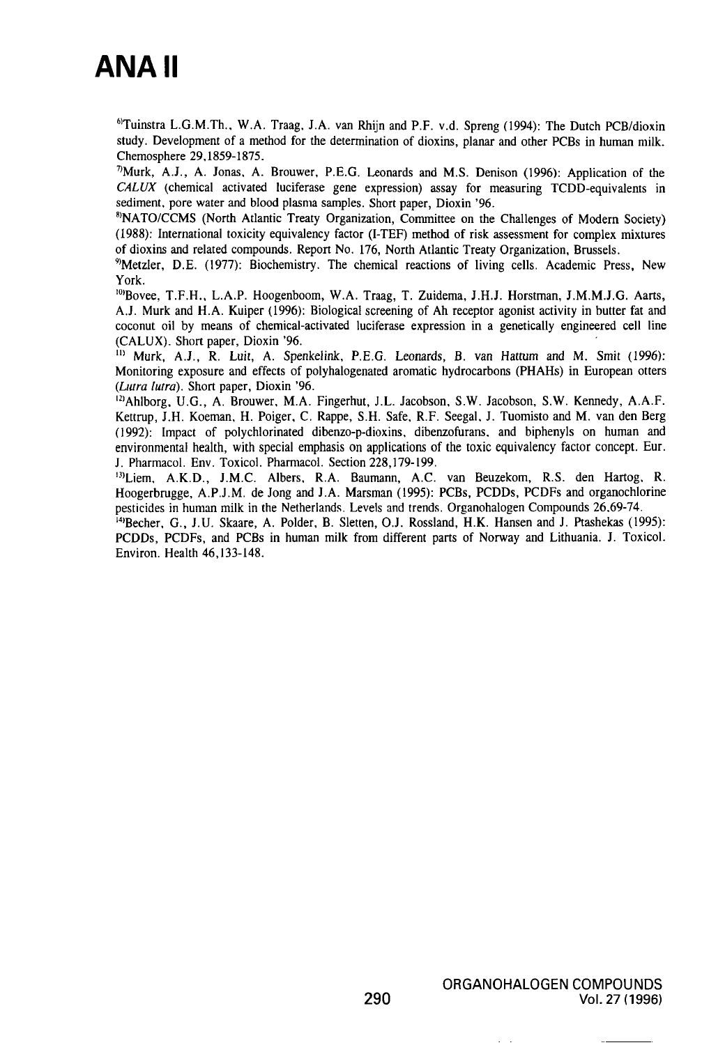[6]Tuinstra L.G.M.Th., W.A. Traag, J.A. van Rhijn and P.F. v.d. Spreng (1994): The Dutch PCB/dioxin study. Development of a method for the determination of dioxins, planar and other PCBs in human milk. Chemosphere 29,1859-1875.

[7]Murk, A.J., A. Jonas, A. Brouwer, P.E.G. Leonards and M.S. Denison (1996): Application of the *CALUX* (chemical activated luciferase gene expression) assay for measuring TCDD-equivalents in sediment, pore water and blood plasma samples. Short paper, Dioxin '96.

[8]NATO/CCMS (North Atlantic Treaty Organization, Committee on the Challenges of Modern Society) (1988): International toxicity equivalency factor (I-TEF) method of risk assessment for complex mixtures of dioxins and related compounds. Report No. 176, North Atlantic Treaty Organization, Brussels.

[9]Metzler, D.E. (1977): Biochemistry. The chemical reactions of living cells. Academic Press, New York.

[10]Bovee, T.F.H., L.A.P. Hoogenboom, W.A. Traag, T. Zuidema, J.H.J. Horstman, J.M.M.J.G. Aarts, A.J. Murk and H.A. Kuiper (1996): Biological screening of Ah receptor agonist activity in butter fat and coconut oil by means of chemical-activated luciferase expression in a genetically engineered cell line (CALUX). Short paper, Dioxin '96.

[11] Murk, A.J., R. Luit, A. Spenkelink, P.E.G. Leonards, B. van Hattum and M. Smit (1996): Monitoring exposure and effects of polyhalogenated aromatic hydrocarbons (PHAHs) in European otters (*Lutra lutra*). Short paper, Dioxin '96.

[12]Ahlborg, U.G., A. Brouwer, M.A. Fingerhut, J.L. Jacobson, S.W. Jacobson, S.W. Kennedy, A.A.F. Kettrup, J.H. Koeman, H. Poiger, C. Rappe, S.H. Safe, R.F. Seegal, J. Tuomisto and M. van den Berg (1992): Impact of polychlorinated dibenzo-p-dioxins, dibenzofurans, and biphenyls on human and environmental health, with special emphasis on applications of the toxic equivalency factor concept. Eur. J. Pharmacol. Env. Toxicol. Pharmacol. Section 228,179-199.

[13]Liem, A.K.D., J.M.C. Albers, R.A. Baumann, A.C. van Beuzekom, R.S. den Hartog, R. Hoogerbrugge, A.P.J.M. de Jong and J.A. Marsman (1995): PCBs, PCDDs, PCDFs and organochlorine pesticides in human milk in the Netherlands. Levels and trends. Organohalogen Compounds 26,69-74.

[14]Becher, G., J.U. Skaare, A. Polder, B. Sletten, O.J. Rossland, H.K. Hansen and J. Ptashekas (1995): PCDDs, PCDFs, and PCBs in human milk from different parts of Norway and Lithuania. J. Toxicol. Environ. Health 46,133-148.